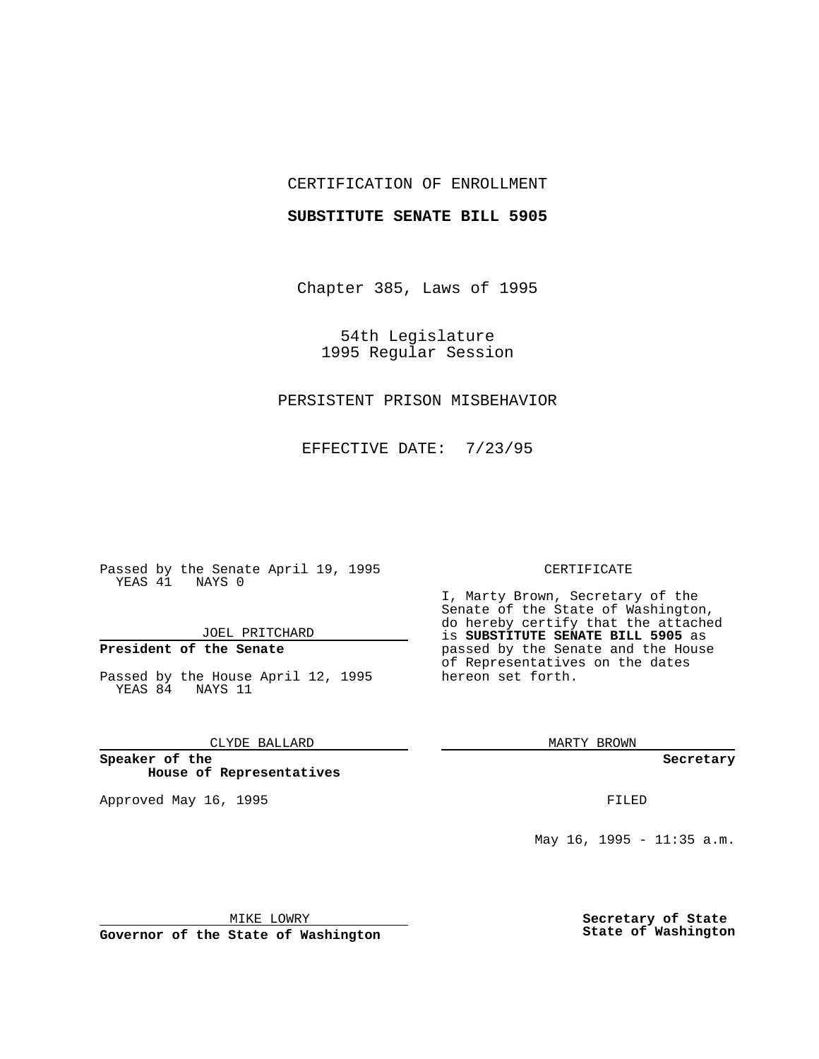CERTIFICATION OF ENROLLMENT

**SUBSTITUTE SENATE BILL 5905**

Chapter 385, Laws of 1995

54th Legislature
1995 Regular Session

PERSISTENT PRISON MISBEHAVIOR

EFFECTIVE DATE: 7/23/95

Passed by the Senate April 19, 1995
YEAS 41 NAYS 0

JOEL PRITCHARD

**President of the Senate**

Passed by the House April 12, 1995
YEAS 84 NAYS 11

CLYDE BALLARD

**Speaker of the House of Representatives**

Approved May 16, 1995

MIKE LOWRY

**Governor of the State of Washington**

CERTIFICATE

I, Marty Brown, Secretary of the Senate of the State of Washington, do hereby certify that the attached is **SUBSTITUTE SENATE BILL 5905** as passed by the Senate and the House of Representatives on the dates hereon set forth.

MARTY BROWN

**Secretary**

FILED

May 16, 1995 - 11:35 a.m.

**Secretary of State State of Washington**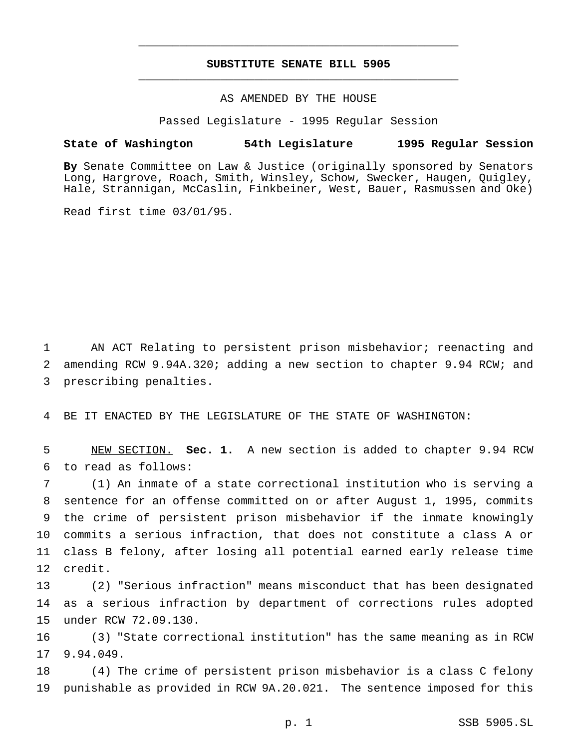# SUBSTITUTE SENATE BILL 5905

AS AMENDED BY THE HOUSE

Passed Legislature - 1995 Regular Session

**State of Washington 54th Legislature 1995 Regular Session**

**By** Senate Committee on Law & Justice (originally sponsored by Senators Long, Hargrove, Roach, Smith, Winsley, Schow, Swecker, Haugen, Quigley, Hale, Strannigan, McCaslin, Finkbeiner, West, Bauer, Rasmussen and Oke)

Read first time 03/01/95.

1 AN ACT Relating to persistent prison misbehavior; reenacting and
2 amending RCW 9.94A.320; adding a new section to chapter 9.94 RCW; and
3 prescribing penalties.

4 BE IT ENACTED BY THE LEGISLATURE OF THE STATE OF WASHINGTON:

5 NEW SECTION. **Sec. 1.** A new section is added to chapter 9.94 RCW
6 to read as follows:

7 (1) An inmate of a state correctional institution who is serving a
8 sentence for an offense committed on or after August 1, 1995, commits
9 the crime of persistent prison misbehavior if the inmate knowingly
10 commits a serious infraction, that does not constitute a class A or
11 class B felony, after losing all potential earned early release time
12 credit.

13 (2) "Serious infraction" means misconduct that has been designated
14 as a serious infraction by department of corrections rules adopted
15 under RCW 72.09.130.

16 (3) "State correctional institution" has the same meaning as in RCW
17 9.94.049.

18 (4) The crime of persistent prison misbehavior is a class C felony
19 punishable as provided in RCW 9A.20.021. The sentence imposed for this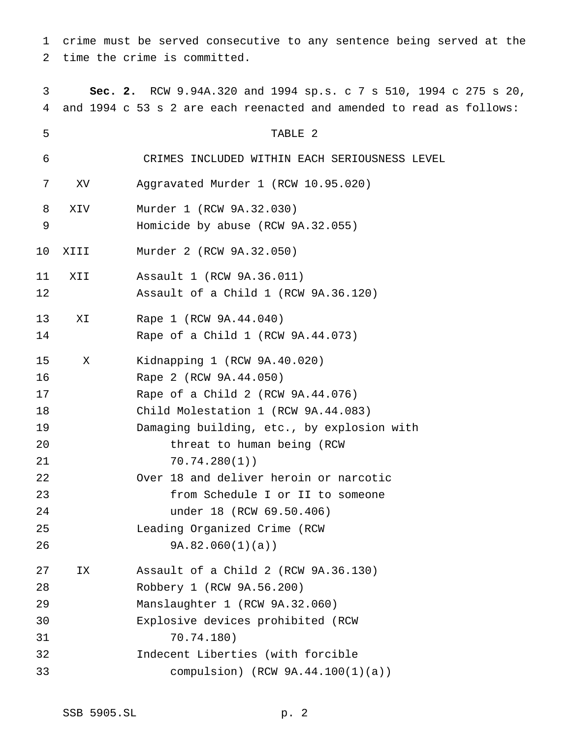crime must be served consecutive to any sentence being served at the time the crime is committed.

**Sec. 2.** RCW 9.94A.320 and 1994 sp.s. c 7 s 510, 1994 c 275 s 20, and 1994 c 53 s 2 are each reenacted and amended to read as follows:

TABLE 2

CRIMES INCLUDED WITHIN EACH SERIOUSNESS LEVEL

| Level | Crime |
|---|---|
| XV | Aggravated Murder 1 (RCW 10.95.020) |
| XIV | Murder 1 (RCW 9A.32.030) |
| | Homicide by abuse (RCW 9A.32.055) |
| XIII | Murder 2 (RCW 9A.32.050) |
| XII | Assault 1 (RCW 9A.36.011) |
| | Assault of a Child 1 (RCW 9A.36.120) |
| XI | Rape 1 (RCW 9A.44.040) |
| | Rape of a Child 1 (RCW 9A.44.073) |
| X | Kidnapping 1 (RCW 9A.40.020) |
| | Rape 2 (RCW 9A.44.050) |
| | Rape of a Child 2 (RCW 9A.44.076) |
| | Child Molestation 1 (RCW 9A.44.083) |
| | Damaging building, etc., by explosion with threat to human being (RCW 70.74.280(1)) |
| | Over 18 and deliver heroin or narcotic from Schedule I or II to someone under 18 (RCW 69.50.406) |
| | Leading Organized Crime (RCW 9A.82.060(1)(a)) |
| IX | Assault of a Child 2 (RCW 9A.36.130) |
| | Robbery 1 (RCW 9A.56.200) |
| | Manslaughter 1 (RCW 9A.32.060) |
| | Explosive devices prohibited (RCW 70.74.180) |
| | Indecent Liberties (with forcible compulsion) (RCW 9A.44.100(1)(a)) |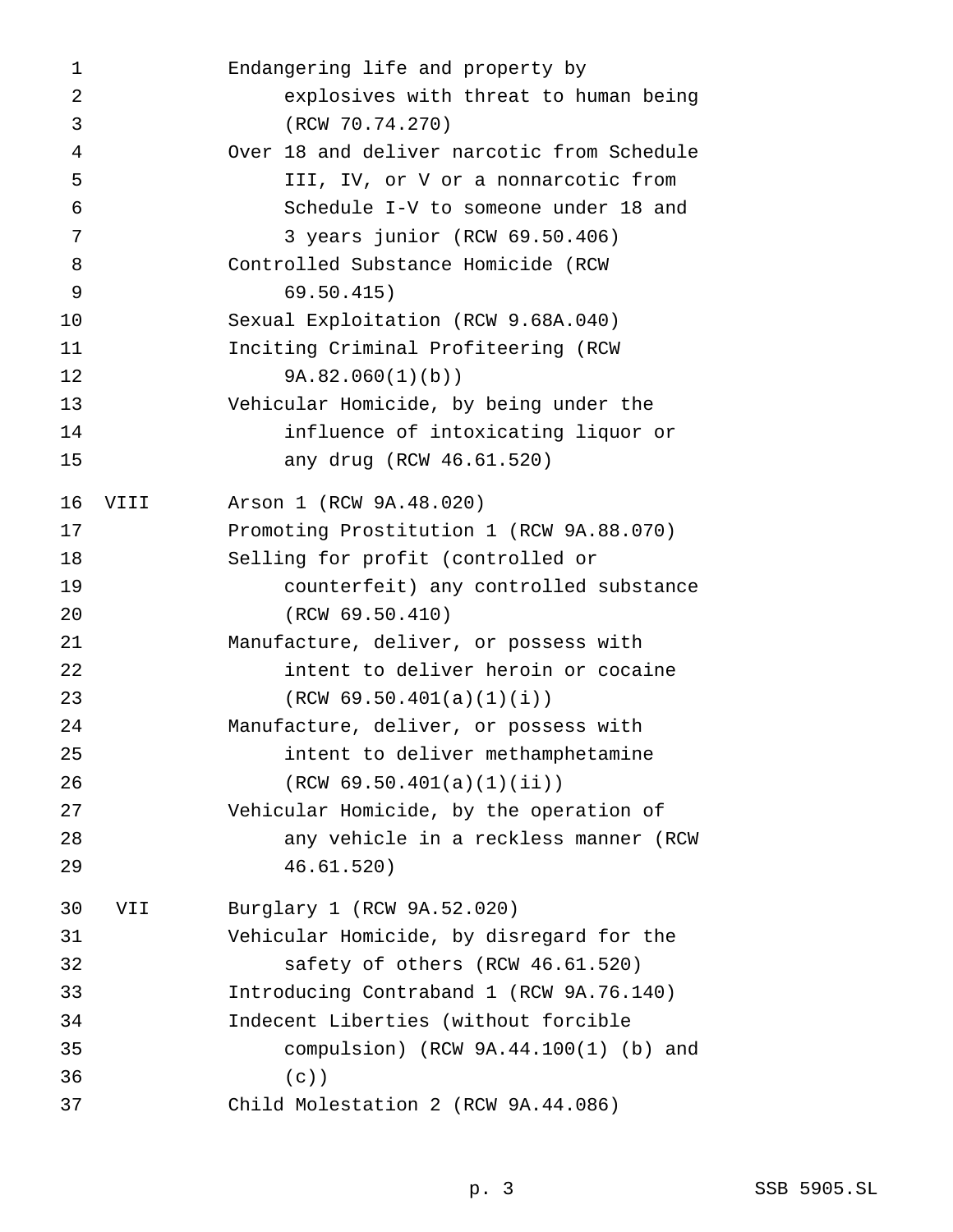| | |
|---|---|
| | Endangering life and property by explosives with threat to human being (RCW 70.74.270) |
| | Over 18 and deliver narcotic from Schedule III, IV, or V or a nonnarcotic from Schedule I-V to someone under 18 and 3 years junior (RCW 69.50.406) |
| | Controlled Substance Homicide (RCW 69.50.415) |
| | Sexual Exploitation (RCW 9.68A.040) |
| | Inciting Criminal Profiteering (RCW 9A.82.060(1)(b)) |
| | Vehicular Homicide, by being under the influence of intoxicating liquor or any drug (RCW 46.61.520) |
| VIII | Arson 1 (RCW 9A.48.020) |
| | Promoting Prostitution 1 (RCW 9A.88.070) |
| | Selling for profit (controlled or counterfeit) any controlled substance (RCW 69.50.410) |
| | Manufacture, deliver, or possess with intent to deliver heroin or cocaine (RCW 69.50.401(a)(1)(i)) |
| | Manufacture, deliver, or possess with intent to deliver methamphetamine (RCW 69.50.401(a)(1)(ii)) |
| | Vehicular Homicide, by the operation of any vehicle in a reckless manner (RCW 46.61.520) |
| VII | Burglary 1 (RCW 9A.52.020) |
| | Vehicular Homicide, by disregard for the safety of others (RCW 46.61.520) |
| | Introducing Contraband 1 (RCW 9A.76.140) |
| | Indecent Liberties (without forcible compulsion) (RCW 9A.44.100(1) (b) and (c)) |
| | Child Molestation 2 (RCW 9A.44.086) |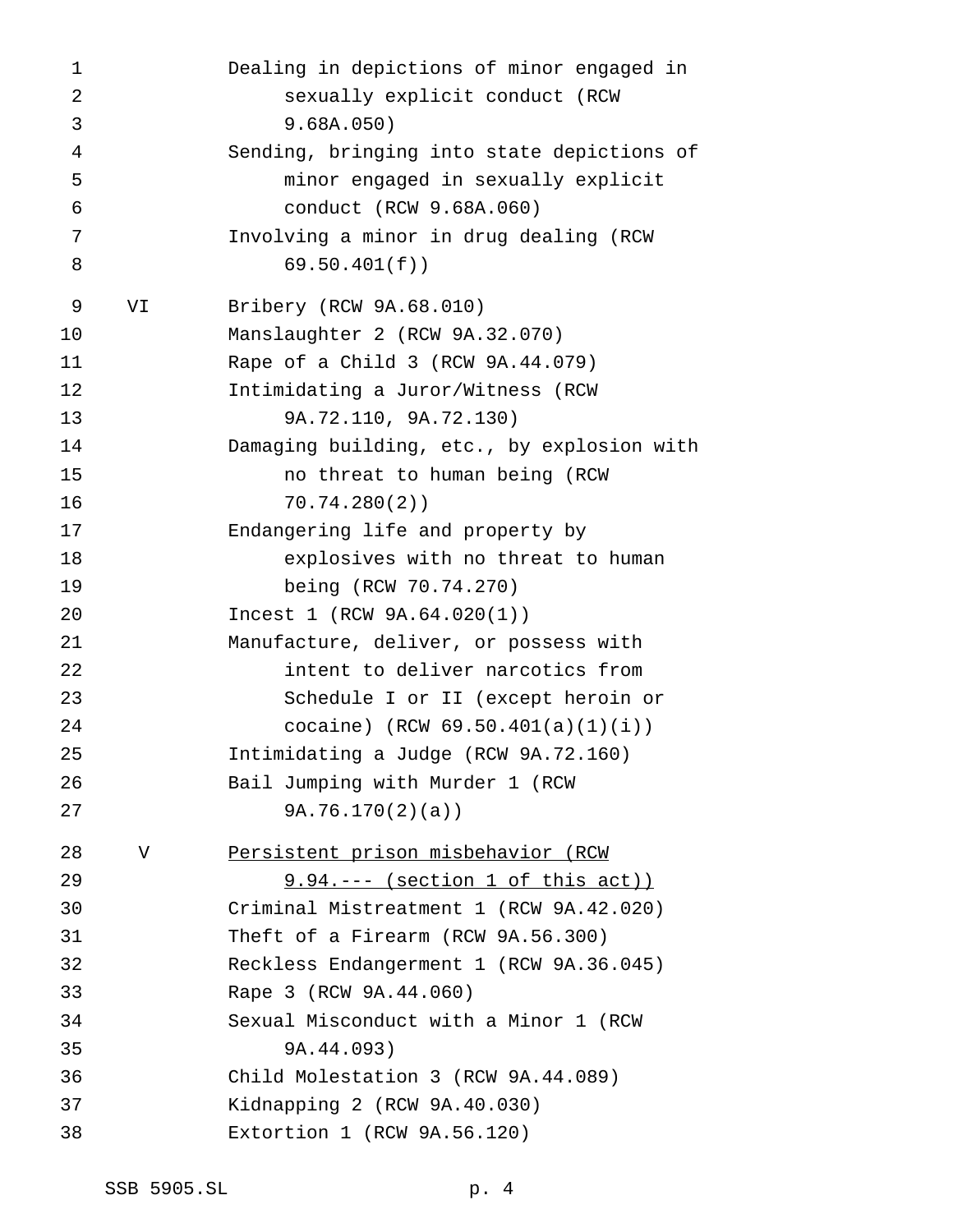| | |
|---|---|
| | Dealing in depictions of minor engaged in sexually explicit conduct (RCW 9.68A.050) |
| | Sending, bringing into state depictions of minor engaged in sexually explicit conduct (RCW 9.68A.060) |
| | Involving a minor in drug dealing (RCW 69.50.401(f)) |
| VI | Bribery (RCW 9A.68.010) |
| | Manslaughter 2 (RCW 9A.32.070) |
| | Rape of a Child 3 (RCW 9A.44.079) |
| | Intimidating a Juror/Witness (RCW 9A.72.110, 9A.72.130) |
| | Damaging building, etc., by explosion with no threat to human being (RCW 70.74.280(2)) |
| | Endangering life and property by explosives with no threat to human being (RCW 70.74.270) |
| | Incest 1 (RCW 9A.64.020(1)) |
| | Manufacture, deliver, or possess with intent to deliver narcotics from Schedule I or II (except heroin or cocaine) (RCW 69.50.401(a)(1)(i)) |
| | Intimidating a Judge (RCW 9A.72.160) |
| | Bail Jumping with Murder 1 (RCW 9A.76.170(2)(a)) |
| V | <u>Persistent prison misbehavior (RCW 9.94.--- (section 1 of this act))</u> |
| | Criminal Mistreatment 1 (RCW 9A.42.020) |
| | Theft of a Firearm (RCW 9A.56.300) |
| | Reckless Endangerment 1 (RCW 9A.36.045) |
| | Rape 3 (RCW 9A.44.060) |
| | Sexual Misconduct with a Minor 1 (RCW 9A.44.093) |
| | Child Molestation 3 (RCW 9A.44.089) |
| | Kidnapping 2 (RCW 9A.40.030) |
| | Extortion 1 (RCW 9A.56.120) |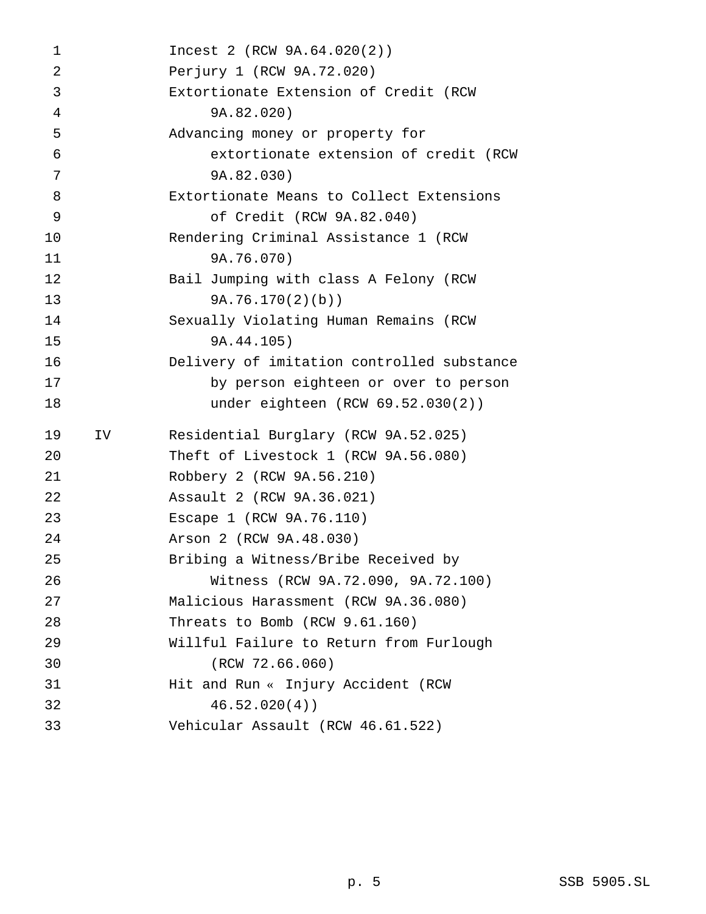| | |
|---|---|
| | Incest 2 (RCW 9A.64.020(2)) |
| | Perjury 1 (RCW 9A.72.020) |
| | Extortionate Extension of Credit (RCW 9A.82.020) |
| | Advancing money or property for extortionate extension of credit (RCW 9A.82.030) |
| | Extortionate Means to Collect Extensions of Credit (RCW 9A.82.040) |
| | Rendering Criminal Assistance 1 (RCW 9A.76.070) |
| | Bail Jumping with class A Felony (RCW 9A.76.170(2)(b)) |
| | Sexually Violating Human Remains (RCW 9A.44.105) |
| | Delivery of imitation controlled substance by person eighteen or over to person under eighteen (RCW 69.52.030(2)) |
| IV | Residential Burglary (RCW 9A.52.025) |
| | Theft of Livestock 1 (RCW 9A.56.080) |
| | Robbery 2 (RCW 9A.56.210) |
| | Assault 2 (RCW 9A.36.021) |
| | Escape 1 (RCW 9A.76.110) |
| | Arson 2 (RCW 9A.48.030) |
| | Bribing a Witness/Bribe Received by Witness (RCW 9A.72.090, 9A.72.100) |
| | Malicious Harassment (RCW 9A.36.080) |
| | Threats to Bomb (RCW 9.61.160) |
| | Willful Failure to Return from Furlough (RCW 72.66.060) |
| | Hit and Run « Injury Accident (RCW 46.52.020(4)) |
| | Vehicular Assault (RCW 46.61.522) |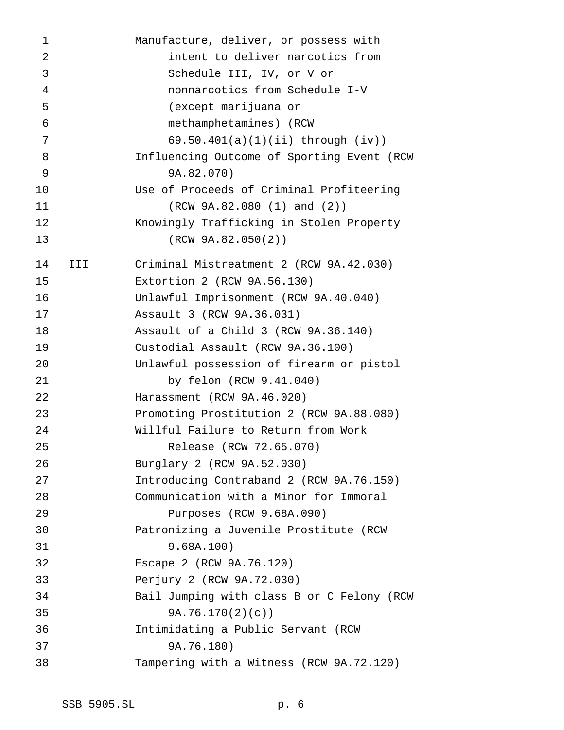| | |
|---|---|
| | Manufacture, deliver, or possess with intent to deliver narcotics from Schedule III, IV, or V or nonnarcotics from Schedule I-V (except marijuana or methamphetamines) (RCW 69.50.401(a)(1)(ii) through (iv)) |
| | Influencing Outcome of Sporting Event (RCW 9A.82.070) |
| | Use of Proceeds of Criminal Profiteering (RCW 9A.82.080 (1) and (2)) |
| | Knowingly Trafficking in Stolen Property (RCW 9A.82.050(2)) |
| III | Criminal Mistreatment 2 (RCW 9A.42.030) |
| | Extortion 2 (RCW 9A.56.130) |
| | Unlawful Imprisonment (RCW 9A.40.040) |
| | Assault 3 (RCW 9A.36.031) |
| | Assault of a Child 3 (RCW 9A.36.140) |
| | Custodial Assault (RCW 9A.36.100) |
| | Unlawful possession of firearm or pistol by felon (RCW 9.41.040) |
| | Harassment (RCW 9A.46.020) |
| | Promoting Prostitution 2 (RCW 9A.88.080) |
| | Willful Failure to Return from Work Release (RCW 72.65.070) |
| | Burglary 2 (RCW 9A.52.030) |
| | Introducing Contraband 2 (RCW 9A.76.150) |
| | Communication with a Minor for Immoral Purposes (RCW 9.68A.090) |
| | Patronizing a Juvenile Prostitute (RCW 9.68A.100) |
| | Escape 2 (RCW 9A.76.120) |
| | Perjury 2 (RCW 9A.72.030) |
| | Bail Jumping with class B or C Felony (RCW 9A.76.170(2)(c)) |
| | Intimidating a Public Servant (RCW 9A.76.180) |
| | Tampering with a Witness (RCW 9A.72.120) |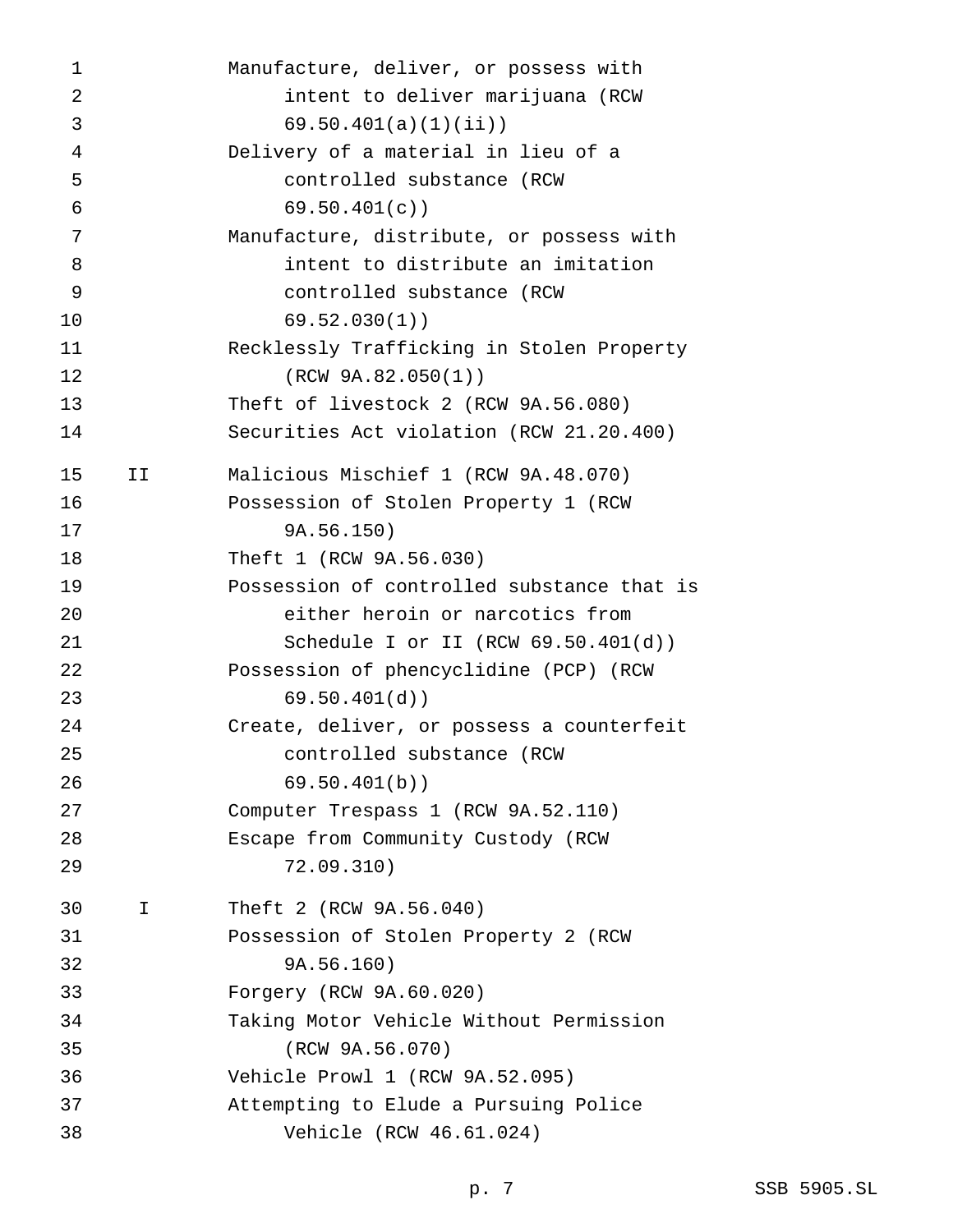| | |
|---|---|
| | Manufacture, deliver, or possess with intent to deliver marijuana (RCW 69.50.401(a)(1)(ii)) |
| | Delivery of a material in lieu of a controlled substance (RCW 69.50.401(c)) |
| | Manufacture, distribute, or possess with intent to distribute an imitation controlled substance (RCW 69.52.030(1)) |
| | Recklessly Trafficking in Stolen Property (RCW 9A.82.050(1)) |
| | Theft of livestock 2 (RCW 9A.56.080) |
| | Securities Act violation (RCW 21.20.400) |
| II | Malicious Mischief 1 (RCW 9A.48.070) |
| | Possession of Stolen Property 1 (RCW 9A.56.150) |
| | Theft 1 (RCW 9A.56.030) |
| | Possession of controlled substance that is either heroin or narcotics from Schedule I or II (RCW 69.50.401(d)) |
| | Possession of phencyclidine (PCP) (RCW 69.50.401(d)) |
| | Create, deliver, or possess a counterfeit controlled substance (RCW 69.50.401(b)) |
| | Computer Trespass 1 (RCW 9A.52.110) |
| | Escape from Community Custody (RCW 72.09.310) |
| I | Theft 2 (RCW 9A.56.040) |
| | Possession of Stolen Property 2 (RCW 9A.56.160) |
| | Forgery (RCW 9A.60.020) |
| | Taking Motor Vehicle Without Permission (RCW 9A.56.070) |
| | Vehicle Prowl 1 (RCW 9A.52.095) |
| | Attempting to Elude a Pursuing Police Vehicle (RCW 46.61.024) |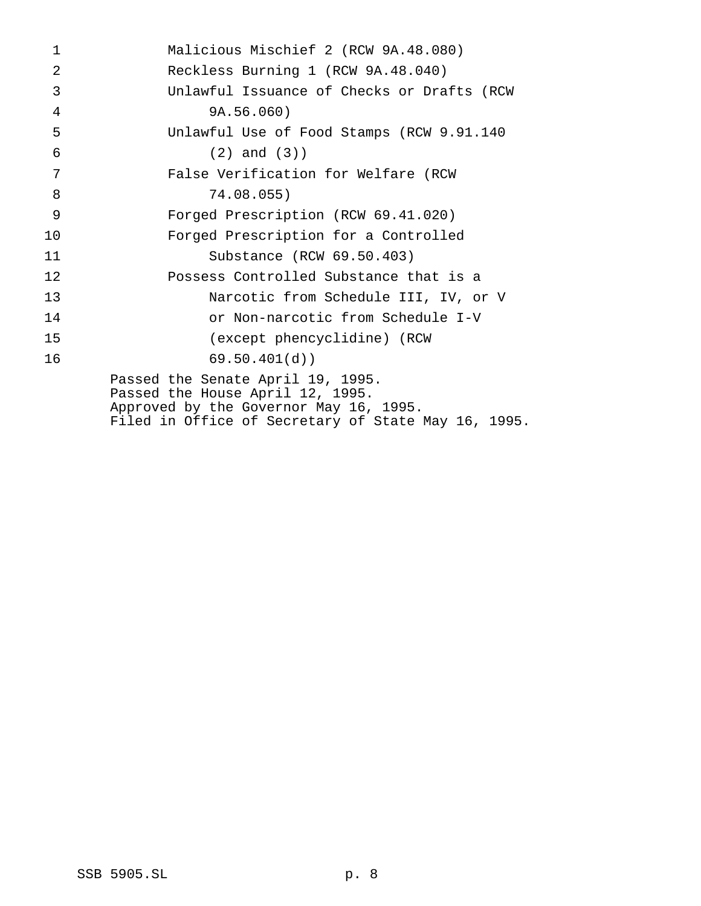Malicious Mischief 2 (RCW 9A.48.080)
Reckless Burning 1 (RCW 9A.48.040)
Unlawful Issuance of Checks or Drafts (RCW 9A.56.060)
Unlawful Use of Food Stamps (RCW 9.91.140 (2) and (3))
False Verification for Welfare (RCW 74.08.055)
Forged Prescription (RCW 69.41.020)
Forged Prescription for a Controlled Substance (RCW 69.50.403)
Possess Controlled Substance that is a Narcotic from Schedule III, IV, or V or Non-narcotic from Schedule I-V (except phencyclidine) (RCW 69.50.401(d))

Passed the Senate April 19, 1995.
Passed the House April 12, 1995.
Approved by the Governor May 16, 1995.
Filed in Office of Secretary of State May 16, 1995.